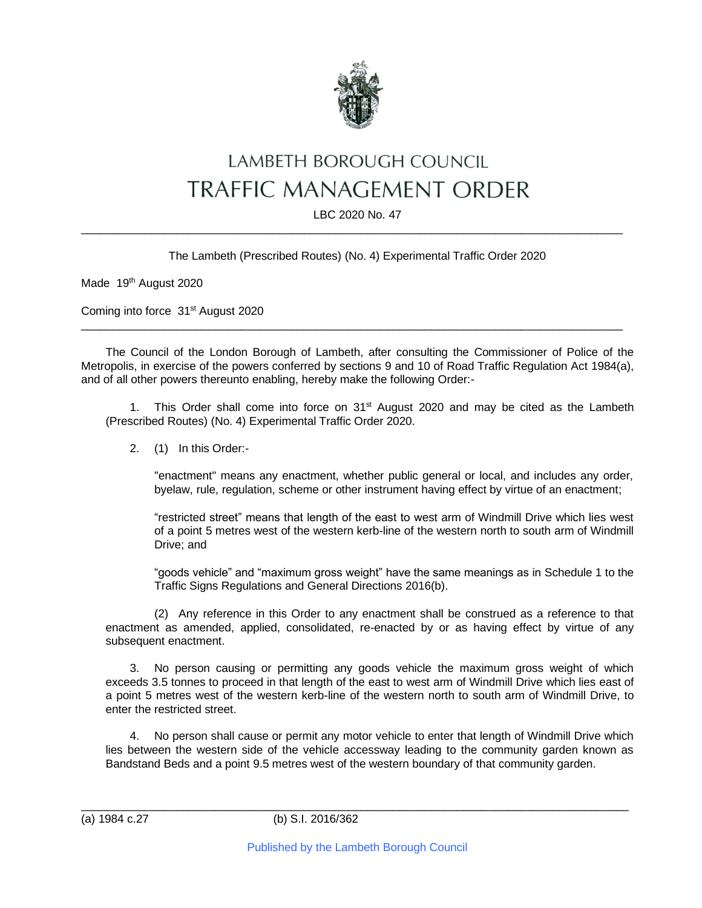# LAMBETH BOROUGH COUNCIL

# TRAFFIC MANAGEMENT ORDER

LBC 2020 No. 47

---

The Lambeth (Prescribed Routes) (No. 4) Experimental Traffic Order 2020

Made 19th August 2020

Coming into force 31st August 2020

---

The Council of the London Borough of Lambeth, after consulting the Commissioner of Police of the Metropolis, in exercise of the powers conferred by sections 9 and 10 of Road Traffic Regulation Act 1984(a), and of all other powers thereunto enabling, hereby make the following Order:-

1. This Order shall come into force on 31st August 2020 and may be cited as the Lambeth (Prescribed Routes) (No. 4) Experimental Traffic Order 2020.

2. (1) In this Order:-

   "enactment" means any enactment, whether public general or local, and includes any order, byelaw, rule, regulation, scheme or other instrument having effect by virtue of an enactment;

   "restricted street" means that length of the east to west arm of Windmill Drive which lies west of a point 5 metres west of the western kerb-line of the western north to south arm of Windmill Drive; and

   "goods vehicle" and "maximum gross weight" have the same meanings as in Schedule 1 to the Traffic Signs Regulations and General Directions 2016(b).

   (2) Any reference in this Order to any enactment shall be construed as a reference to that enactment as amended, applied, consolidated, re-enacted by or as having effect by virtue of any subsequent enactment.

3. No person causing or permitting any goods vehicle the maximum gross weight of which exceeds 3.5 tonnes to proceed in that length of the east to west arm of Windmill Drive which lies east of a point 5 metres west of the western kerb-line of the western north to south arm of Windmill Drive, to enter the restricted street.

4. No person shall cause or permit any motor vehicle to enter that length of Windmill Drive which lies between the western side of the vehicle accessway leading to the community garden known as Bandstand Beds and a point 9.5 metres west of the western boundary of that community garden.

---

(a) 1984 c.27 (b) S.I. 2016/362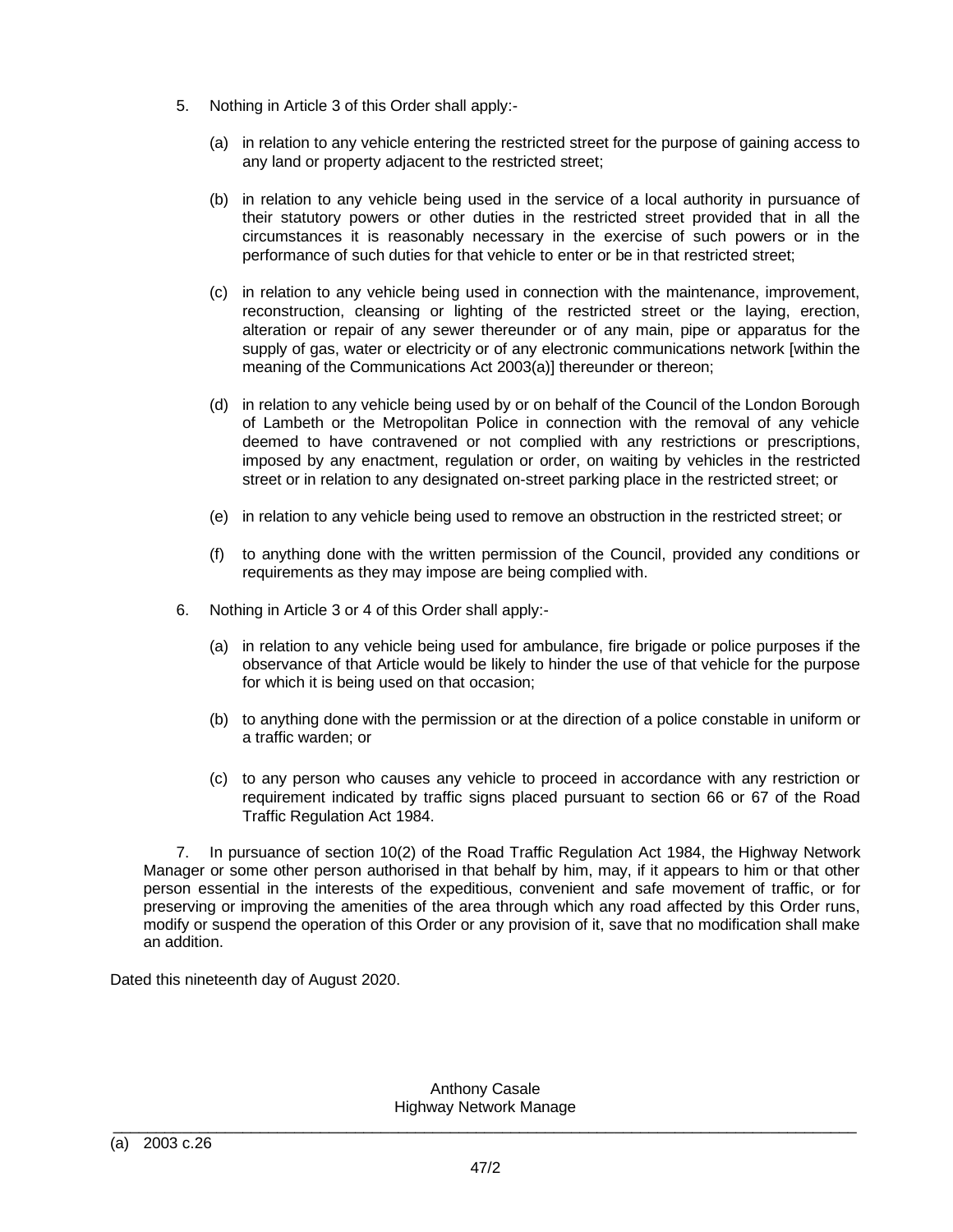5. Nothing in Article 3 of this Order shall apply:-

   (a) in relation to any vehicle entering the restricted street for the purpose of gaining access to any land or property adjacent to the restricted street;

   (b) in relation to any vehicle being used in the service of a local authority in pursuance of their statutory powers or other duties in the restricted street provided that in all the circumstances it is reasonably necessary in the exercise of such powers or in the performance of such duties for that vehicle to enter or be in that restricted street;

   (c) in relation to any vehicle being used in connection with the maintenance, improvement, reconstruction, cleansing or lighting of the restricted street or the laying, erection, alteration or repair of any sewer thereunder or of any main, pipe or apparatus for the supply of gas, water or electricity or of any electronic communications network [within the meaning of the Communications Act 2003(a)] thereunder or thereon;

   (d) in relation to any vehicle being used by or on behalf of the Council of the London Borough of Lambeth or the Metropolitan Police in connection with the removal of any vehicle deemed to have contravened or not complied with any restrictions or prescriptions, imposed by any enactment, regulation or order, on waiting by vehicles in the restricted street or in relation to any designated on-street parking place in the restricted street; or

   (e) in relation to any vehicle being used to remove an obstruction in the restricted street; or

   (f) to anything done with the written permission of the Council, provided any conditions or requirements as they may impose are being complied with.

6. Nothing in Article 3 or 4 of this Order shall apply:-

   (a) in relation to any vehicle being used for ambulance, fire brigade or police purposes if the observance of that Article would be likely to hinder the use of that vehicle for the purpose for which it is being used on that occasion;

   (b) to anything done with the permission or at the direction of a police constable in uniform or a traffic warden; or

   (c) to any person who causes any vehicle to proceed in accordance with any restriction or requirement indicated by traffic signs placed pursuant to section 66 or 67 of the Road Traffic Regulation Act 1984.

7. In pursuance of section 10(2) of the Road Traffic Regulation Act 1984, the Highway Network Manager or some other person authorised in that behalf by him, may, if it appears to him or that other person essential in the interests of the expeditious, convenient and safe movement of traffic, or for preserving or improving the amenities of the area through which any road affected by this Order runs, modify or suspend the operation of this Order or any provision of it, save that no modification shall make an addition.

Dated this nineteenth day of August 2020.

Anthony Casale
Highway Network Manage

---

(a) 2003 c.26

47/2